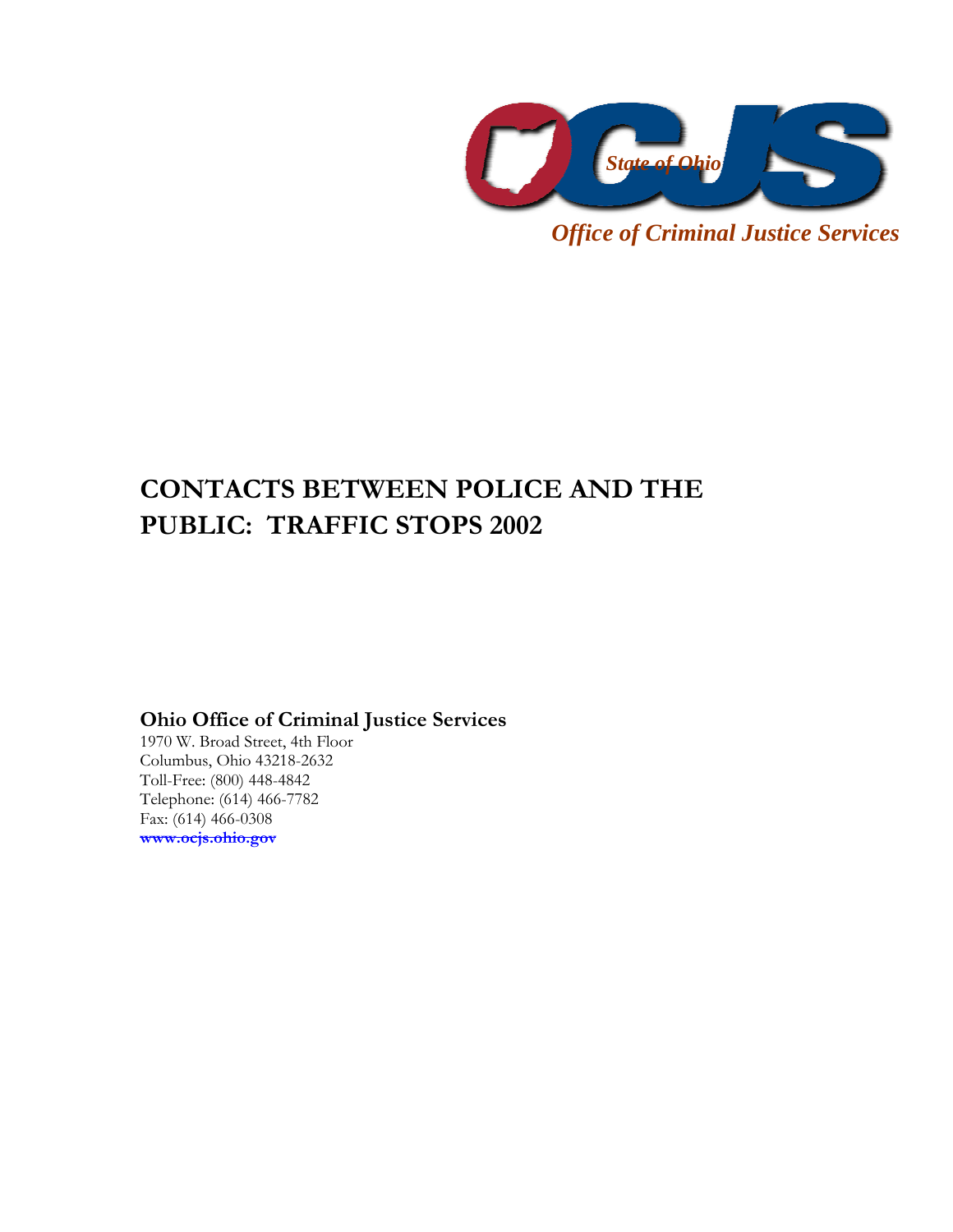OCJS

*State of Ohio*

*Office of Criminal Justice Services*

# CONTACTS BETWEEN POLICE AND THE PUBLIC: TRAFFIC STOPS 2002

**Ohio Office of Criminal Justice Services**

1970 W. Broad Street, 4th Floor
Columbus, Ohio 43218-2632
Toll-Free: (800) 448-4842
Telephone: (614) 466-7782
Fax: (614) 466-0308
**www.ocjs.ohio.gov**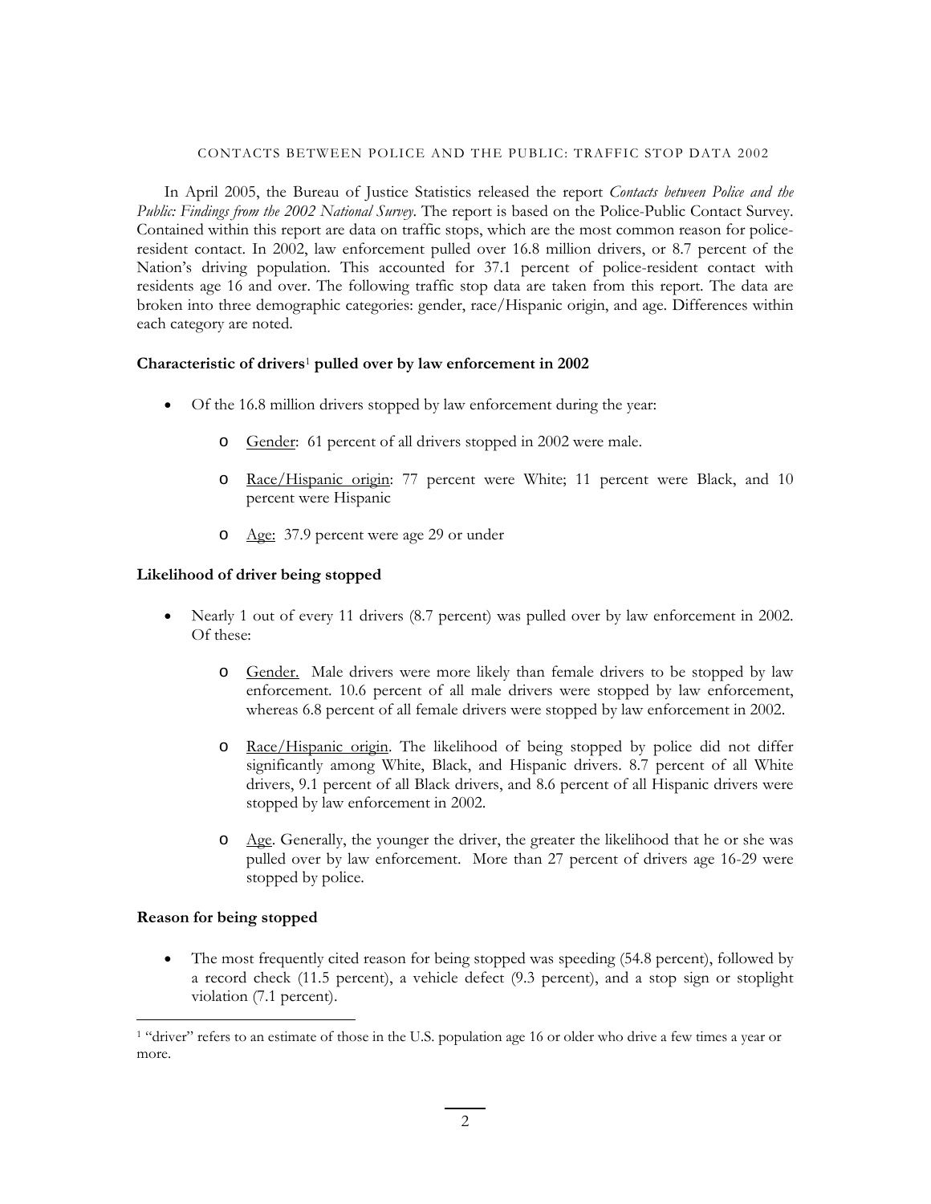CONTACTS BETWEEN POLICE AND THE PUBLIC: TRAFFIC STOP DATA 2002

In April 2005, the Bureau of Justice Statistics released the report *Contacts between Police and the Public: Findings from the 2002 National Survey*. The report is based on the Police-Public Contact Survey. Contained within this report are data on traffic stops, which are the most common reason for police-resident contact. In 2002, law enforcement pulled over 16.8 million drivers, or 8.7 percent of the Nation's driving population. This accounted for 37.1 percent of police-resident contact with residents age 16 and over. The following traffic stop data are taken from this report. The data are broken into three demographic categories: gender, race/Hispanic origin, and age. Differences within each category are noted.

### Characteristic of drivers[1] pulled over by law enforcement in 2002

- Of the 16.8 million drivers stopped by law enforcement during the year:
  - Gender: 61 percent of all drivers stopped in 2002 were male.
  - Race/Hispanic origin: 77 percent were White; 11 percent were Black, and 10 percent were Hispanic
  - Age: 37.9 percent were age 29 or under

### Likelihood of driver being stopped

- Nearly 1 out of every 11 drivers (8.7 percent) was pulled over by law enforcement in 2002. Of these:
  - Gender. Male drivers were more likely than female drivers to be stopped by law enforcement. 10.6 percent of all male drivers were stopped by law enforcement, whereas 6.8 percent of all female drivers were stopped by law enforcement in 2002.
  - Race/Hispanic origin. The likelihood of being stopped by police did not differ significantly among White, Black, and Hispanic drivers. 8.7 percent of all White drivers, 9.1 percent of all Black drivers, and 8.6 percent of all Hispanic drivers were stopped by law enforcement in 2002.
  - Age. Generally, the younger the driver, the greater the likelihood that he or she was pulled over by law enforcement. More than 27 percent of drivers age 16-29 were stopped by police.

### Reason for being stopped

- The most frequently cited reason for being stopped was speeding (54.8 percent), followed by a record check (11.5 percent), a vehicle defect (9.3 percent), and a stop sign or stoplight violation (7.1 percent).

---

[1] "driver" refers to an estimate of those in the U.S. population age 16 or older who drive a few times a year or more.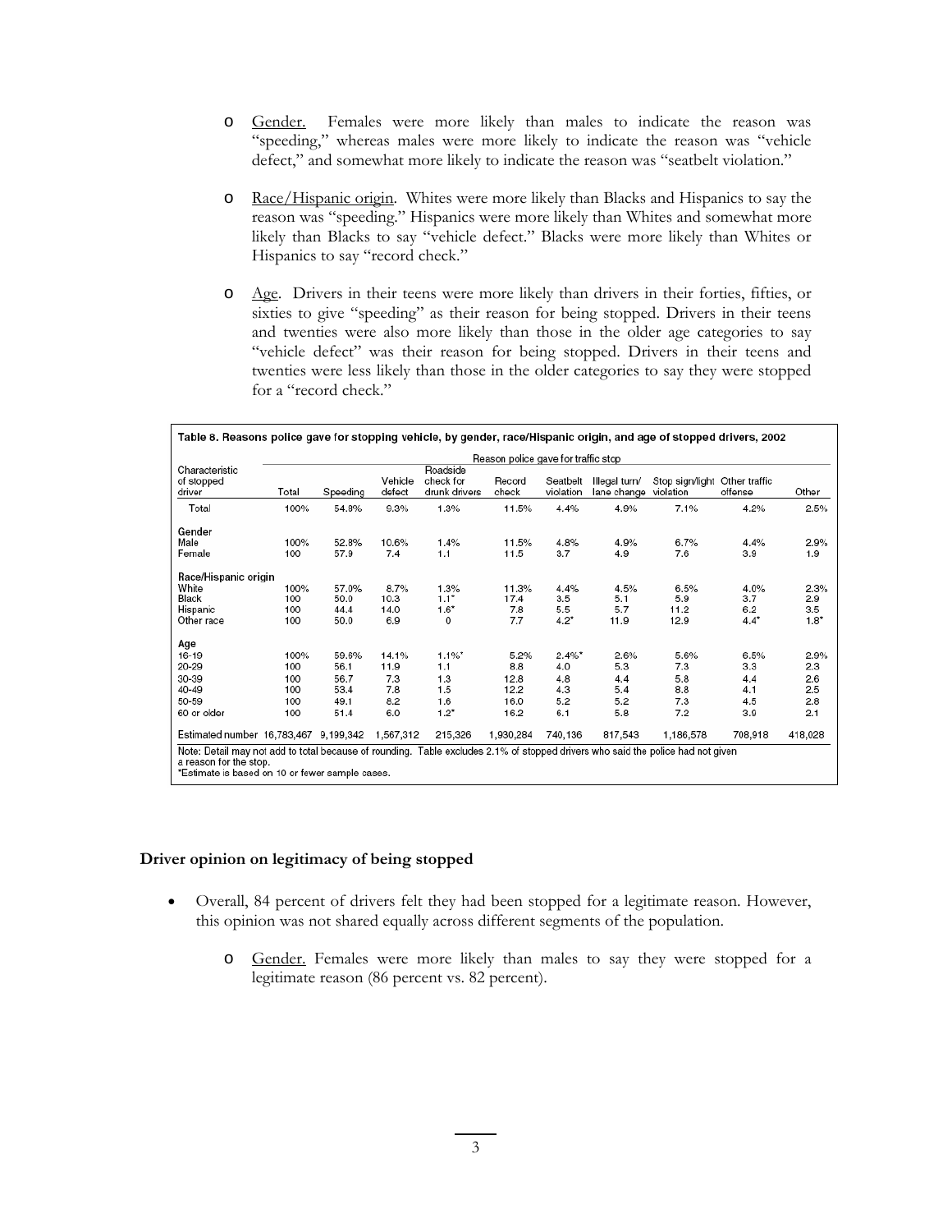- Gender. Females were more likely than males to indicate the reason was "speeding," whereas males were more likely to indicate the reason was "vehicle defect," and somewhat more likely to indicate the reason was "seatbelt violation."

- Race/Hispanic origin. Whites were more likely than Blacks and Hispanics to say the reason was "speeding." Hispanics were more likely than Whites and somewhat more likely than Blacks to say "vehicle defect." Blacks were more likely than Whites or Hispanics to say "record check."

- Age. Drivers in their teens were more likely than drivers in their forties, fifties, or sixties to give "speeding" as their reason for being stopped. Drivers in their teens and twenties were also more likely than those in the older age categories to say "vehicle defect" was their reason for being stopped. Drivers in their teens and twenties were less likely than those in the older categories to say they were stopped for a "record check."

**Table 8. Reasons police gave for stopping vehicle, by gender, race/Hispanic origin, and age of stopped drivers, 2002**

| Characteristic of stopped driver | Reason police gave for traffic stop | | | | | | | | | |
|---|---|---|---|---|---|---|---|---|---|---|
| | Total | Speeding | Vehicle defect | Roadside check for drunk drivers | Record check | Seatbelt violation | Illegal turn/ lane change | Stop sign/light violation | Other traffic offense | Other |
| Total | 100% | 54.9% | 9.3% | 1.3% | 11.5% | 4.4% | 4.9% | 7.1% | 4.2% | 2.5% |
| **Gender** | | | | | | | | | | |
| Male | 100% | 52.8% | 10.6% | 1.4% | 11.5% | 4.8% | 4.9% | 6.7% | 4.4% | 2.9% |
| Female | 100 | 57.9 | 7.4 | 1.1 | 11.5 | 3.7 | 4.9 | 7.6 | 3.9 | 1.9 |
| **Race/Hispanic origin** | | | | | | | | | | |
| White | 100% | 57.0% | 8.7% | 1.3% | 11.3% | 4.4% | 4.5% | 6.5% | 4.0% | 2.3% |
| Black | 100 | 50.0 | 10.3 | 1.1* | 17.4 | 3.5 | 5.1 | 5.9 | 3.7 | 2.9 |
| Hispanic | 100 | 44.4 | 14.0 | 1.6* | 7.8 | 5.5 | 5.7 | 11.2 | 6.2 | 3.5 |
| Other race | 100 | 50.0 | 6.9 | 0 | 7.7 | 4.2* | 11.9 | 12.9 | 4.4* | 1.8* |
| **Age** | | | | | | | | | | |
| 16-19 | 100% | 59.6% | 14.1% | 1.1%* | 5.2% | 2.4%* | 2.6% | 5.6% | 6.5% | 2.9% |
| 20-29 | 100 | 56.1 | 11.9 | 1.1 | 8.8 | 4.0 | 5.3 | 7.3 | 3.3 | 2.3 |
| 30-39 | 100 | 56.7 | 7.3 | 1.3 | 12.8 | 4.8 | 4.4 | 5.8 | 4.4 | 2.6 |
| 40-49 | 100 | 53.4 | 7.8 | 1.5 | 12.2 | 4.3 | 5.4 | 8.8 | 4.1 | 2.5 |
| 50-59 | 100 | 49.1 | 8.2 | 1.6 | 16.0 | 5.2 | 5.2 | 7.3 | 4.5 | 2.8 |
| 60 or older | 100 | 51.4 | 6.0 | 1.2* | 16.2 | 6.1 | 5.8 | 7.2 | 3.9 | 2.1 |
| Estimated number | 16,783,467 | 9,199,342 | 1,567,312 | 215,326 | 1,930,284 | 740,136 | 817,543 | 1,186,578 | 708,918 | 418,028 |

Note: Detail may not add to total because of rounding. Table excludes 2.1% of stopped drivers who said the police had not given a reason for the stop.
*Estimate is based on 10 or fewer sample cases.

### Driver opinion on legitimacy of being stopped

- Overall, 84 percent of drivers felt they had been stopped for a legitimate reason. However, this opinion was not shared equally across different segments of the population.
  - Gender. Females were more likely than males to say they were stopped for a legitimate reason (86 percent vs. 82 percent).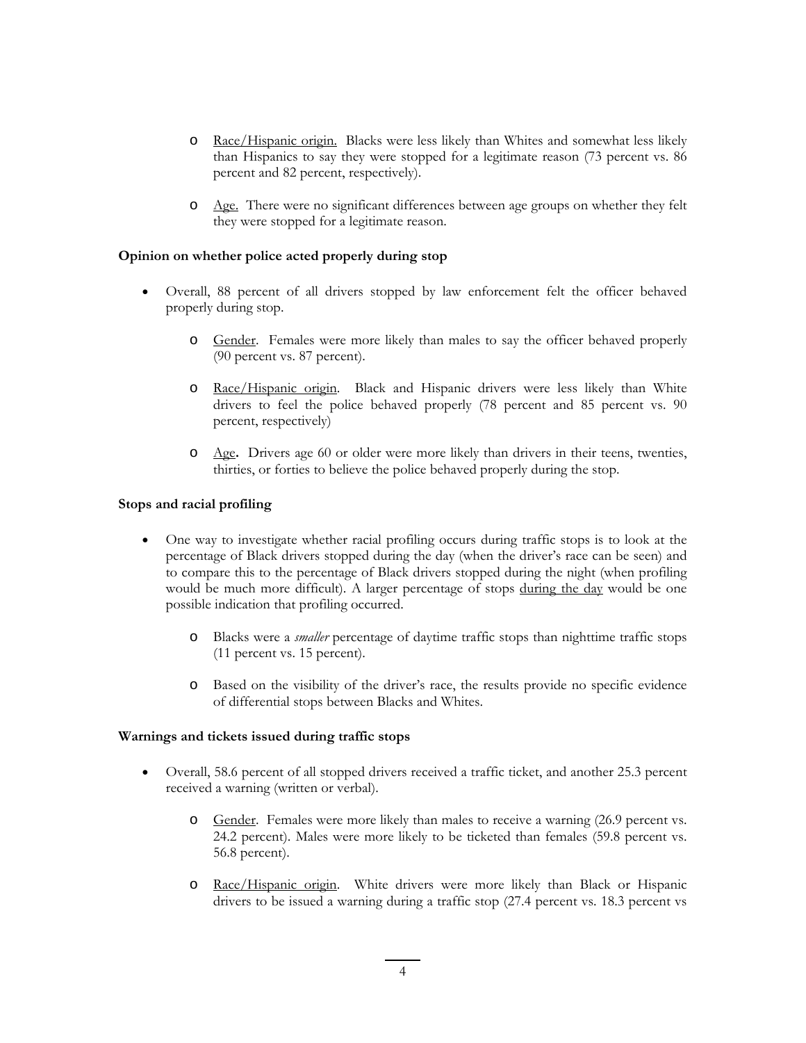- Race/Hispanic origin. Blacks were less likely than Whites and somewhat less likely than Hispanics to say they were stopped for a legitimate reason (73 percent vs. 86 percent and 82 percent, respectively).

- Age. There were no significant differences between age groups on whether they felt they were stopped for a legitimate reason.

**Opinion on whether police acted properly during stop**

- Overall, 88 percent of all drivers stopped by law enforcement felt the officer behaved properly during stop.

  - Gender. Females were more likely than males to say the officer behaved properly (90 percent vs. 87 percent).

  - Race/Hispanic origin. Black and Hispanic drivers were less likely than White drivers to feel the police behaved properly (78 percent and 85 percent vs. 90 percent, respectively)

  - Age**.** Drivers age 60 or older were more likely than drivers in their teens, twenties, thirties, or forties to believe the police behaved properly during the stop.

**Stops and racial profiling**

- One way to investigate whether racial profiling occurs during traffic stops is to look at the percentage of Black drivers stopped during the day (when the driver's race can be seen) and to compare this to the percentage of Black drivers stopped during the night (when profiling would be much more difficult). A larger percentage of stops during the day would be one possible indication that profiling occurred.

  - Blacks were a *smaller* percentage of daytime traffic stops than nighttime traffic stops (11 percent vs. 15 percent).

  - Based on the visibility of the driver's race, the results provide no specific evidence of differential stops between Blacks and Whites.

**Warnings and tickets issued during traffic stops**

- Overall, 58.6 percent of all stopped drivers received a traffic ticket, and another 25.3 percent received a warning (written or verbal).

  - Gender. Females were more likely than males to receive a warning (26.9 percent vs. 24.2 percent). Males were more likely to be ticketed than females (59.8 percent vs. 56.8 percent).

  - Race/Hispanic origin. White drivers were more likely than Black or Hispanic drivers to be issued a warning during a traffic stop (27.4 percent vs. 18.3 percent vs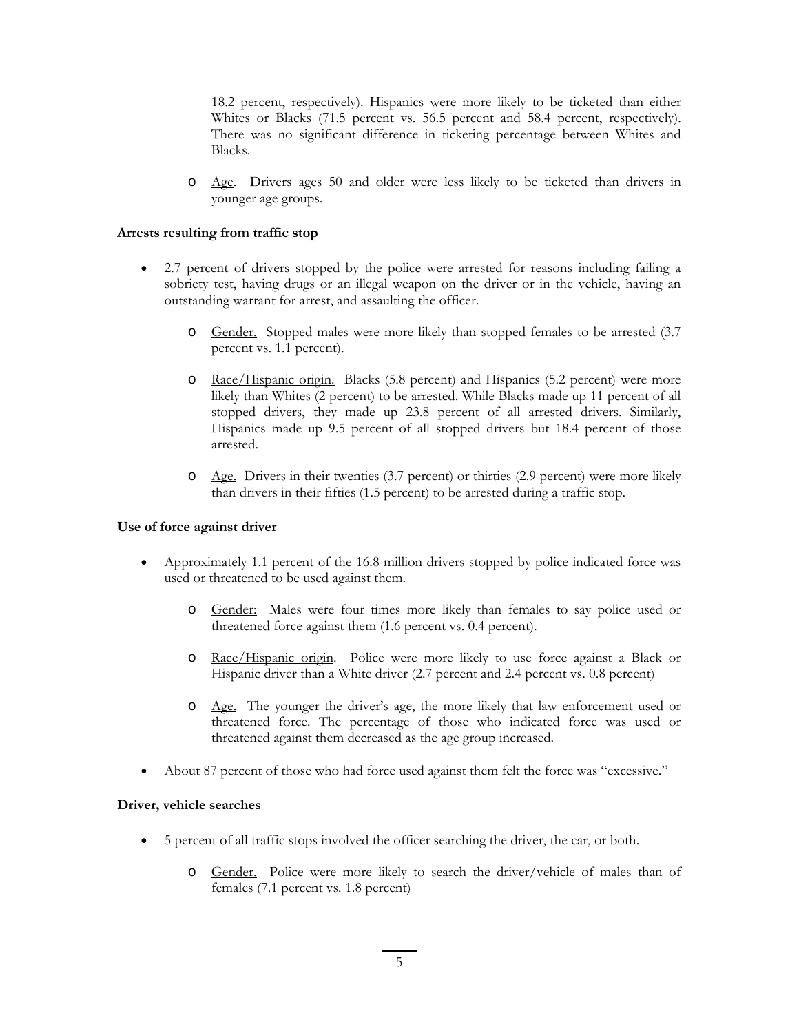18.2 percent, respectively). Hispanics were more likely to be ticketed than either Whites or Blacks (71.5 percent vs. 56.5 percent and 58.4 percent, respectively). There was no significant difference in ticketing percentage between Whites and Blacks.

   - Age. Drivers ages 50 and older were less likely to be ticketed than drivers in younger age groups.

**Arrests resulting from traffic stop**

- 2.7 percent of drivers stopped by the police were arrested for reasons including failing a sobriety test, having drugs or an illegal weapon on the driver or in the vehicle, having an outstanding warrant for arrest, and assaulting the officer.

   - Gender. Stopped males were more likely than stopped females to be arrested (3.7 percent vs. 1.1 percent).

   - Race/Hispanic origin. Blacks (5.8 percent) and Hispanics (5.2 percent) were more likely than Whites (2 percent) to be arrested. While Blacks made up 11 percent of all stopped drivers, they made up 23.8 percent of all arrested drivers. Similarly, Hispanics made up 9.5 percent of all stopped drivers but 18.4 percent of those arrested.

   - Age. Drivers in their twenties (3.7 percent) or thirties (2.9 percent) were more likely than drivers in their fifties (1.5 percent) to be arrested during a traffic stop.

**Use of force against driver**

- Approximately 1.1 percent of the 16.8 million drivers stopped by police indicated force was used or threatened to be used against them.

   - Gender: Males were four times more likely than females to say police used or threatened force against them (1.6 percent vs. 0.4 percent).

   - Race/Hispanic origin. Police were more likely to use force against a Black or Hispanic driver than a White driver (2.7 percent and 2.4 percent vs. 0.8 percent)

   - Age. The younger the driver's age, the more likely that law enforcement used or threatened force. The percentage of those who indicated force was used or threatened against them decreased as the age group increased.

- About 87 percent of those who had force used against them felt the force was "excessive."

**Driver, vehicle searches**

- 5 percent of all traffic stops involved the officer searching the driver, the car, or both.

   - Gender. Police were more likely to search the driver/vehicle of males than of females (7.1 percent vs. 1.8 percent)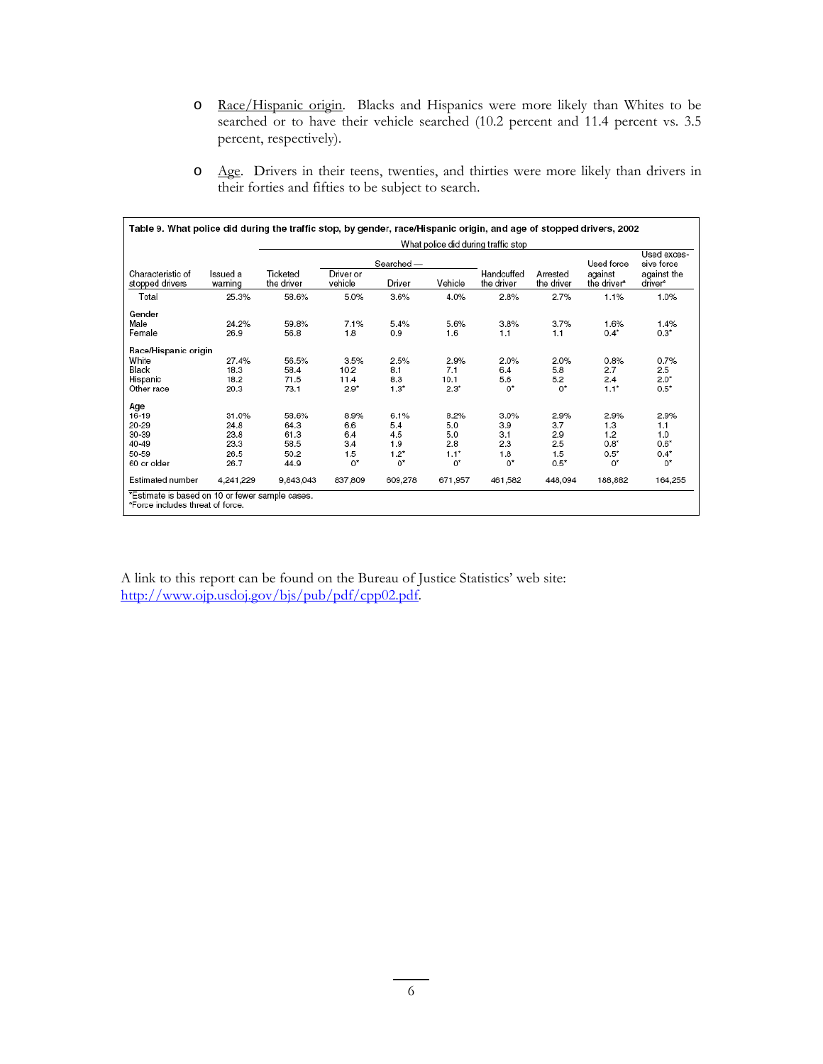- Race/Hispanic origin. Blacks and Hispanics were more likely than Whites to be searched or to have their vehicle searched (10.2 percent and 11.4 percent vs. 3.5 percent, respectively).

- Age. Drivers in their teens, twenties, and thirties were more likely than drivers in their forties and fifties to be subject to search.

**Table 9. What police did during the traffic stop, by gender, race/Hispanic origin, and age of stopped drivers, 2002**

| | What police did during traffic stop | | | | | | | | |
|---|---|---|---|---|---|---|---|---|---|
| | | | Searched — | | | | | | |
| Characteristic of stopped drivers | Issued a warning | Ticketed the driver | Driver or vehicle | Driver | Vehicle | Handcuffed the driver | Arrested the driver | Used force against the driver[a] | Used excessive force against the driver[a] |
| Total | 25.3% | 58.6% | 5.0% | 3.6% | 4.0% | 2.8% | 2.7% | 1.1% | 1.0% |
| **Gender** | | | | | | | | | |
| Male | 24.2% | 59.8% | 7.1% | 5.4% | 5.6% | 3.8% | 3.7% | 1.6% | 1.4% |
| Female | 26.9 | 56.8 | 1.8 | 0.9 | 1.6 | 1.1 | 1.1 | 0.4* | 0.3* |
| **Race/Hispanic origin** | | | | | | | | | |
| White | 27.4% | 56.5% | 3.5% | 2.5% | 2.9% | 2.0% | 2.0% | 0.8% | 0.7% |
| Black | 18.3 | 58.4 | 10.2 | 8.1 | 7.1 | 6.4 | 5.8 | 2.7 | 2.5 |
| Hispanic | 18.2 | 71.5 | 11.4 | 8.3 | 10.1 | 5.6 | 5.2 | 2.4 | 2.0* |
| Other race | 20.3 | 73.1 | 2.9* | 1.3* | 2.3* | 0* | 0* | 1.1* | 0.5* |
| **Age** | | | | | | | | | |
| 16-19 | 31.0% | 58.6% | 8.9% | 6.1% | 8.2% | 3.0% | 2.9% | 2.9% | 2.9% |
| 20-29 | 24.8 | 64.3 | 6.6 | 5.4 | 5.0 | 3.9 | 3.7 | 1.3 | 1.1 |
| 30-39 | 23.8 | 61.3 | 6.4 | 4.5 | 5.0 | 3.1 | 2.9 | 1.2 | 1.0 |
| 40-49 | 23.3 | 58.5 | 3.4 | 1.9 | 2.8 | 2.3 | 2.5 | 0.8* | 0.6* |
| 50-59 | 26.5 | 50.2 | 1.5 | 1.2* | 1.1* | 1.8 | 1.5 | 0.5* | 0.4* |
| 60 or older | 26.7 | 44.9 | 0* | 0* | 0* | 0* | 0.5* | 0* | 0* |
| Estimated number | 4,241,229 | 9,843,043 | 837,809 | 609,278 | 671,957 | 461,582 | 448,094 | 188,882 | 164,255 |

*Estimate is based on 10 or fewer sample cases.
[a]Force includes threat of force.

A link to this report can be found on the Bureau of Justice Statistics' web site: http://www.ojp.usdoj.gov/bjs/pub/pdf/cpp02.pdf.